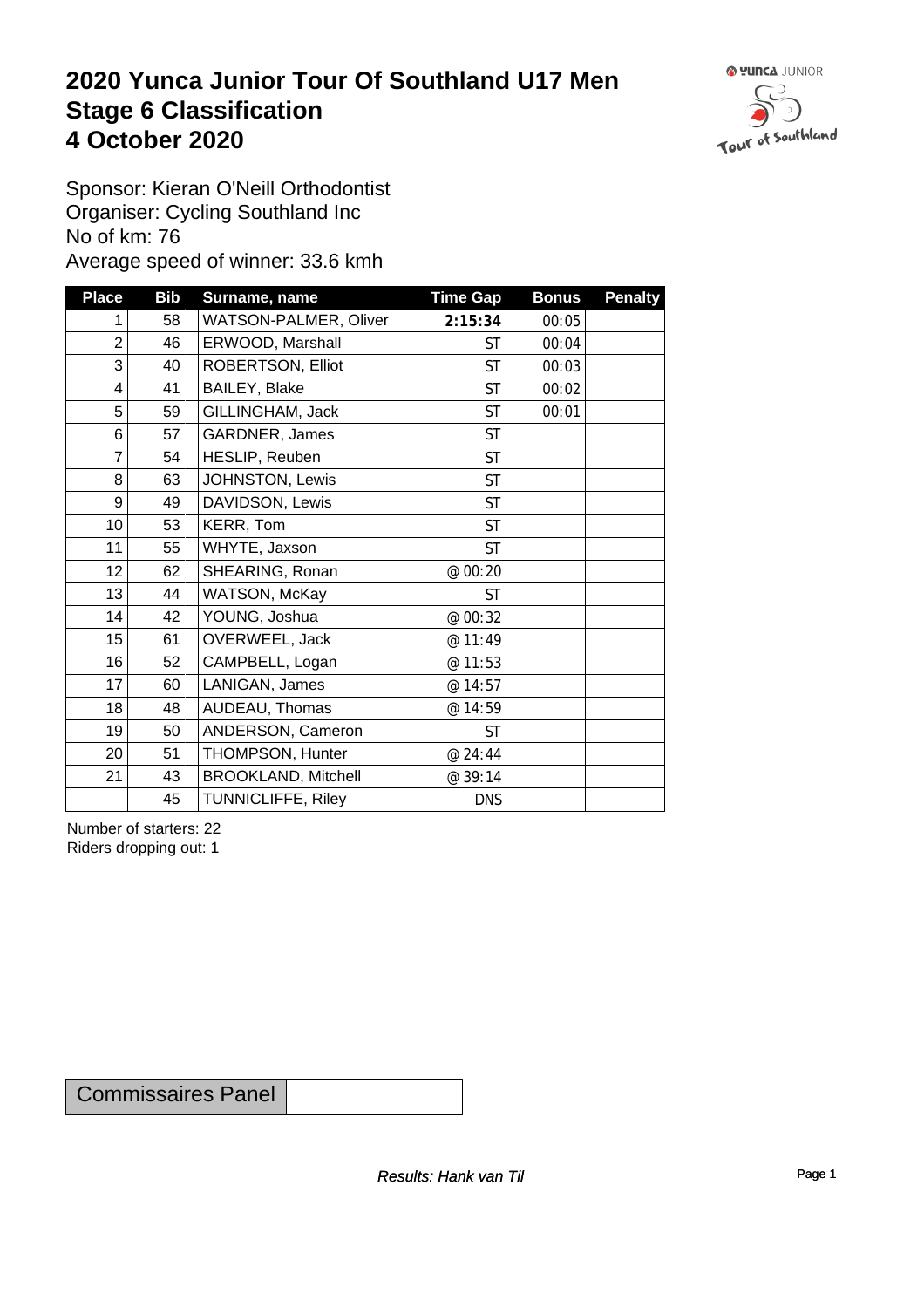# 2020 Yunca Junior Tour Of Southland U17 Men
# Stage 6 Classification
# 4 October 2020

Sponsor: Kieran O'Neill Orthodontist
Organiser: Cycling Southland Inc
No of km: 76
Average speed of winner: 33.6 kmh

| Place | Bib | Surname, name | Time Gap | Bonus | Penalty |
|---|---|---|---|---|---|
| 1 | 58 | WATSON-PALMER, Oliver | **2:15:34** | 00:05 | |
| 2 | 46 | ERWOOD, Marshall | ST | 00:04 | |
| 3 | 40 | ROBERTSON, Elliot | ST | 00:03 | |
| 4 | 41 | BAILEY, Blake | ST | 00:02 | |
| 5 | 59 | GILLINGHAM, Jack | ST | 00:01 | |
| 6 | 57 | GARDNER, James | ST | | |
| 7 | 54 | HESLIP, Reuben | ST | | |
| 8 | 63 | JOHNSTON, Lewis | ST | | |
| 9 | 49 | DAVIDSON, Lewis | ST | | |
| 10 | 53 | KERR, Tom | ST | | |
| 11 | 55 | WHYTE, Jaxson | ST | | |
| 12 | 62 | SHEARING, Ronan | @ 00:20 | | |
| 13 | 44 | WATSON, McKay | ST | | |
| 14 | 42 | YOUNG, Joshua | @ 00:32 | | |
| 15 | 61 | OVERWEEL, Jack | @ 11:49 | | |
| 16 | 52 | CAMPBELL, Logan | @ 11:53 | | |
| 17 | 60 | LANIGAN, James | @ 14:57 | | |
| 18 | 48 | AUDEAU, Thomas | @ 14:59 | | |
| 19 | 50 | ANDERSON, Cameron | ST | | |
| 20 | 51 | THOMPSON, Hunter | @ 24:44 | | |
| 21 | 43 | BROOKLAND, Mitchell | @ 39:14 | | |
| | 45 | TUNNICLIFFE, Riley | DNS | | |

Number of starters: 22
Riders dropping out: 1

| Commissaires Panel | |
|---|---|

*Results: Hank van Til*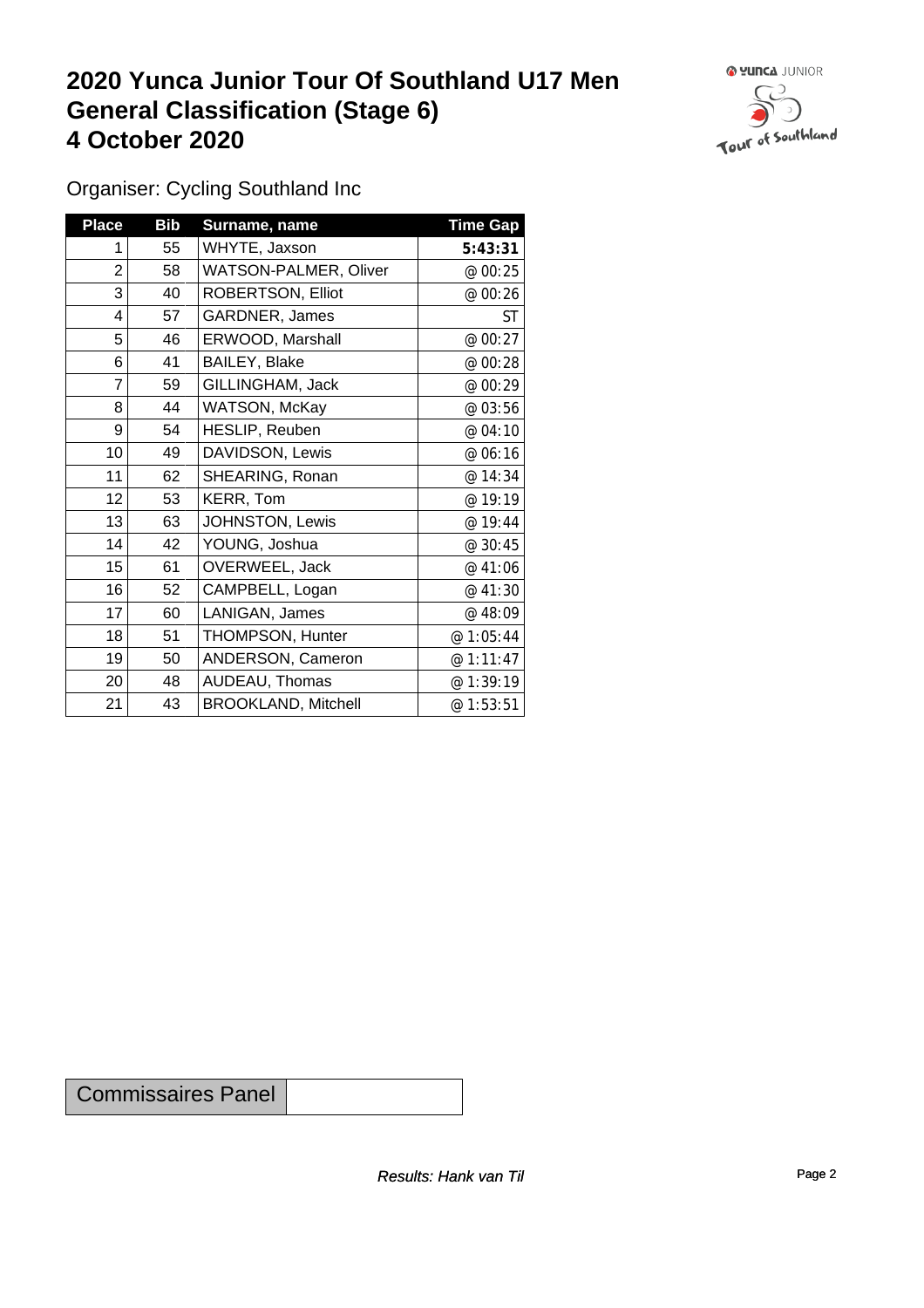# 2020 Yunca Junior Tour Of Southland U17 Men
# General Classification (Stage 6)
# 4 October 2020

Organiser: Cycling Southland Inc

| Place | Bib | Surname, name | Time Gap |
|---|---|---|---|
| 1 | 55 | WHYTE, Jaxson | **5:43:31** |
| 2 | 58 | WATSON-PALMER, Oliver | @ 00:25 |
| 3 | 40 | ROBERTSON, Elliot | @ 00:26 |
| 4 | 57 | GARDNER, James | ST |
| 5 | 46 | ERWOOD, Marshall | @ 00:27 |
| 6 | 41 | BAILEY, Blake | @ 00:28 |
| 7 | 59 | GILLINGHAM, Jack | @ 00:29 |
| 8 | 44 | WATSON, McKay | @ 03:56 |
| 9 | 54 | HESLIP, Reuben | @ 04:10 |
| 10 | 49 | DAVIDSON, Lewis | @ 06:16 |
| 11 | 62 | SHEARING, Ronan | @ 14:34 |
| 12 | 53 | KERR, Tom | @ 19:19 |
| 13 | 63 | JOHNSTON, Lewis | @ 19:44 |
| 14 | 42 | YOUNG, Joshua | @ 30:45 |
| 15 | 61 | OVERWEEL, Jack | @ 41:06 |
| 16 | 52 | CAMPBELL, Logan | @ 41:30 |
| 17 | 60 | LANIGAN, James | @ 48:09 |
| 18 | 51 | THOMPSON, Hunter | @ 1:05:44 |
| 19 | 50 | ANDERSON, Cameron | @ 1:11:47 |
| 20 | 48 | AUDEAU, Thomas | @ 1:39:19 |
| 21 | 43 | BROOKLAND, Mitchell | @ 1:53:51 |

| Commissaires Panel | |
|---|---|

*Results: Hank van Til*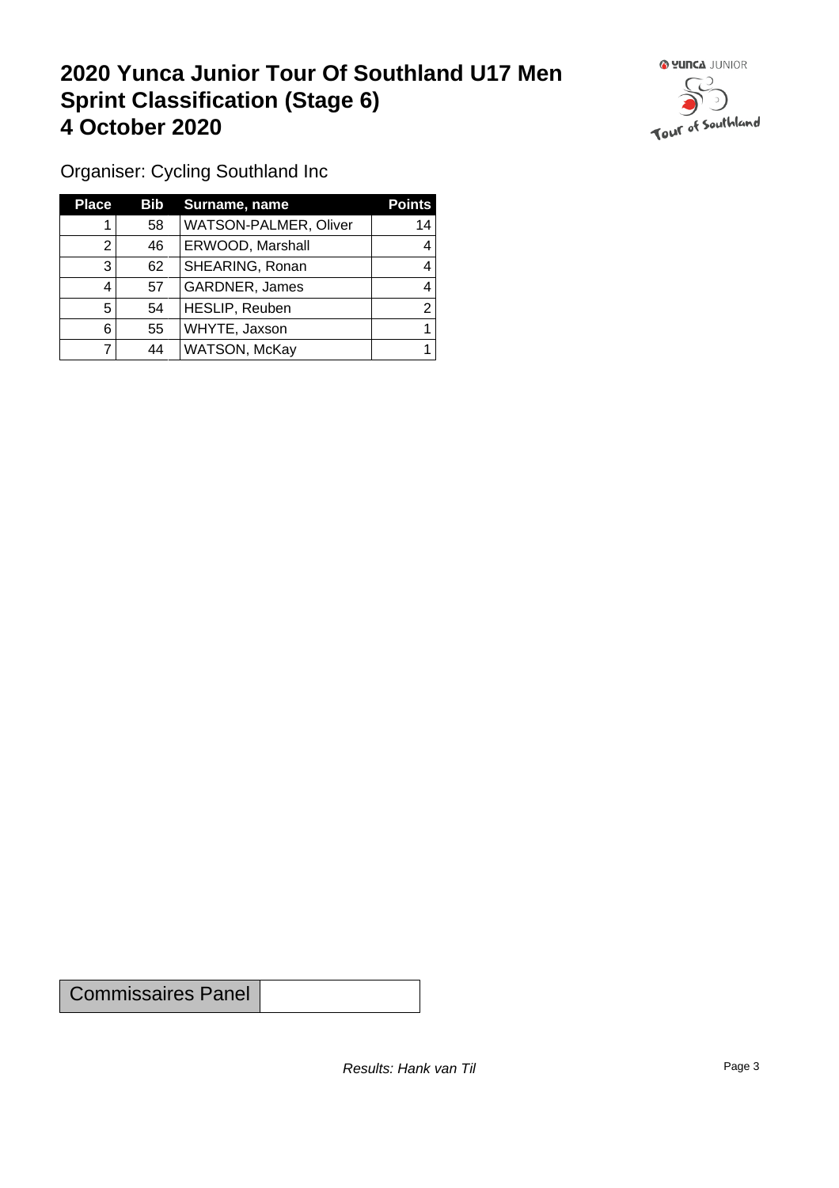# 2020 Yunca Junior Tour Of Southland U17 Men Sprint Classification (Stage 6) 4 October 2020

Organiser: Cycling Southland Inc

| Place | Bib | Surname, name | Points |
|---|---|---|---|
| 1 | 58 | WATSON-PALMER, Oliver | 14 |
| 2 | 46 | ERWOOD, Marshall | 4 |
| 3 | 62 | SHEARING, Ronan | 4 |
| 4 | 57 | GARDNER, James | 4 |
| 5 | 54 | HESLIP, Reuben | 2 |
| 6 | 55 | WHYTE, Jaxson | 1 |
| 7 | 44 | WATSON, McKay | 1 |

| Commissaires Panel | |
|---|---|

*Results: Hank van Til*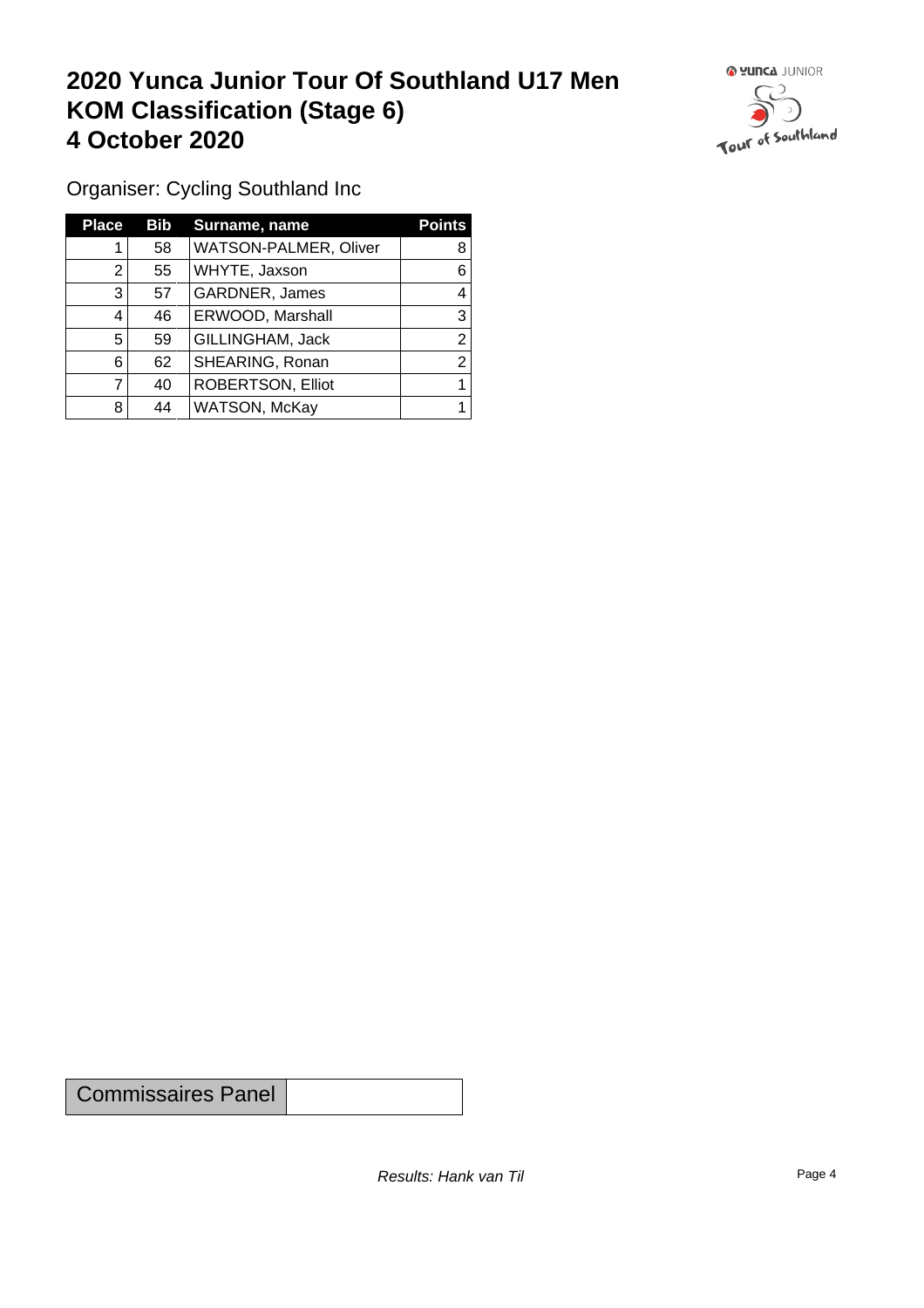# 2020 Yunca Junior Tour Of Southland U17 Men
# KOM Classification (Stage 6)
# 4 October 2020

Organiser: Cycling Southland Inc

| Place | Bib | Surname, name | Points |
|---|---|---|---|
| 1 | 58 | WATSON-PALMER, Oliver | 8 |
| 2 | 55 | WHYTE, Jaxson | 6 |
| 3 | 57 | GARDNER, James | 4 |
| 4 | 46 | ERWOOD, Marshall | 3 |
| 5 | 59 | GILLINGHAM, Jack | 2 |
| 6 | 62 | SHEARING, Ronan | 2 |
| 7 | 40 | ROBERTSON, Elliot | 1 |
| 8 | 44 | WATSON, McKay | 1 |

| Commissaires Panel | |
|---|---|

*Results: Hank van Til*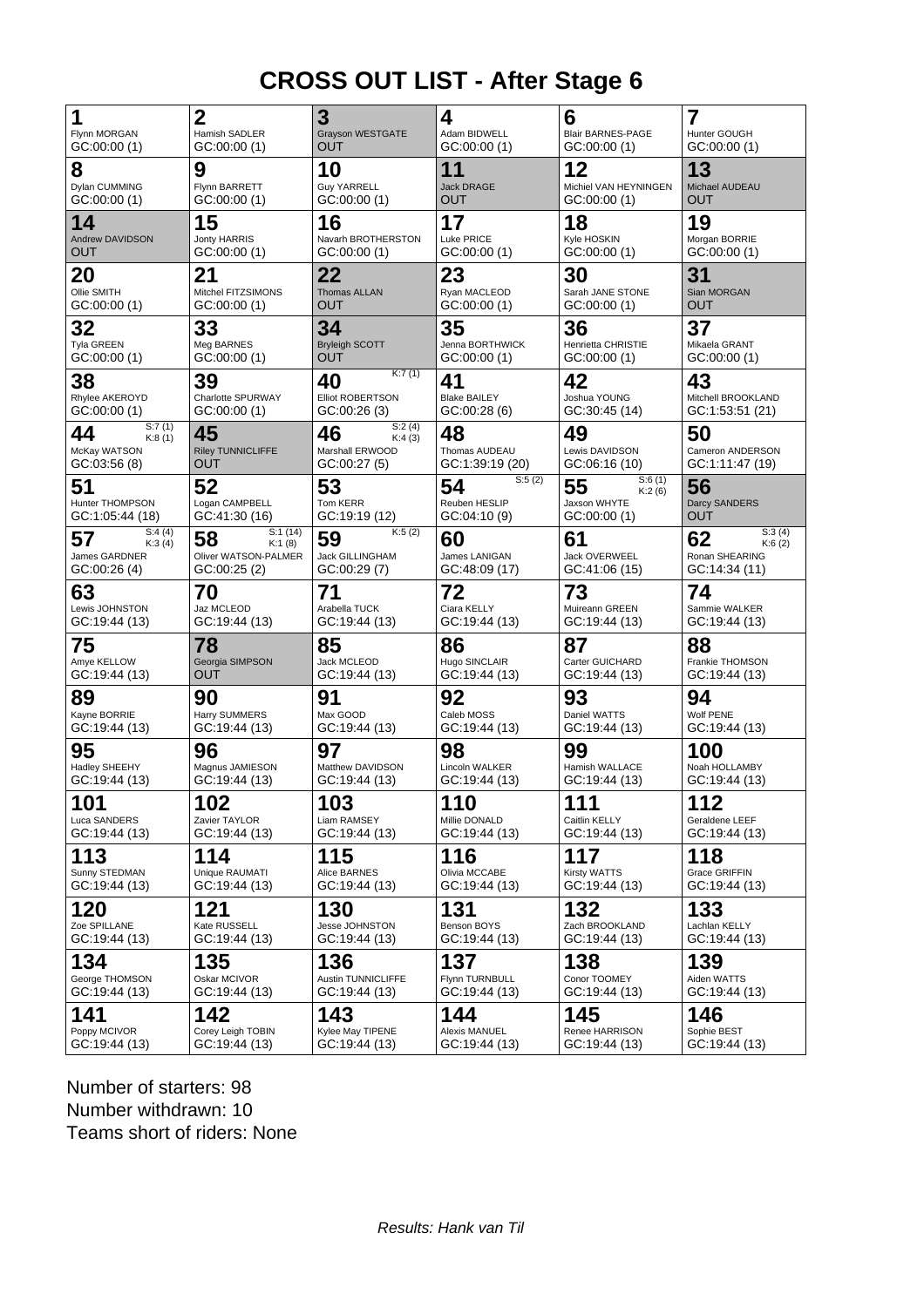# CROSS OUT LIST - After Stage 6

| | | | | | |
|---|---|---|---|---|---|
| **1** Flynn MORGAN GC:00:00 (1) | **2** Hamish SADLER GC:00:00 (1) | **3** Grayson WESTGATE OUT | **4** Adam BIDWELL GC:00:00 (1) | **6** Blair BARNES-PAGE GC:00:00 (1) | **7** Hunter GOUGH GC:00:00 (1) |
| **8** Dylan CUMMING GC:00:00 (1) | **9** Flynn BARRETT GC:00:00 (1) | **10** Guy YARRELL GC:00:00 (1) | **11** Jack DRAGE OUT | **12** Michiel VAN HEYNINGEN GC:00:00 (1) | **13** Michael AUDEAU OUT |
| **14** Andrew DAVIDSON OUT | **15** Jonty HARRIS GC:00:00 (1) | **16** Navarh BROTHERSTON GC:00:00 (1) | **17** Luke PRICE GC:00:00 (1) | **18** Kyle HOSKIN GC:00:00 (1) | **19** Morgan BORRIE GC:00:00 (1) |
| **20** Ollie SMITH GC:00:00 (1) | **21** Mitchel FITZSIMONS GC:00:00 (1) | **22** Thomas ALLAN OUT | **23** Ryan MACLEOD GC:00:00 (1) | **30** Sarah JANE STONE GC:00:00 (1) | **31** Sian MORGAN OUT |
| **32** Tyla GREEN GC:00:00 (1) | **33** Meg BARNES GC:00:00 (1) | **34** Bryleigh SCOTT OUT | **35** Jenna BORTHWICK GC:00:00 (1) | **36** Henrietta CHRISTIE GC:00:00 (1) | **37** Mikaela GRANT GC:00:00 (1) |
| **38** Rhylee AKEROYD GC:00:00 (1) | **39** Charlotte SPURWAY GC:00:00 (1) | **40** K:7 (1) Elliot ROBERTSON GC:00:26 (3) | **41** Blake BAILEY GC:00:28 (6) | **42** Joshua YOUNG GC:30:45 (14) | **43** Mitchell BROOKLAND GC:1:53:51 (21) |
| **44** S:7 (1) K:8 (1) McKay WATSON GC:03:56 (8) | **45** Riley TUNNICLIFFE OUT | **46** S:2 (4) K:4 (3) Marshall ERWOOD GC:00:27 (5) | **48** Thomas AUDEAU GC:1:39:19 (20) | **49** Lewis DAVIDSON GC:06:16 (10) | **50** Cameron ANDERSON GC:1:11:47 (19) |
| **51** Hunter THOMPSON GC:1:05:44 (18) | **52** Logan CAMPBELL GC:41:30 (16) | **53** Tom KERR GC:19:19 (12) | **54** S:5 (2) Reuben HESLIP GC:04:10 (9) | **55** S:6 (1) K:2 (6) Jaxson WHYTE GC:00:00 (1) | **56** Darcy SANDERS OUT |
| **57** S:4 (4) K:3 (4) James GARDNER GC:00:26 (4) | **58** S:1 (14) K:1 (8) Oliver WATSON-PALMER GC:00:25 (2) | **59** K:5 (2) Jack GILLINGHAM GC:00:29 (7) | **60** James LANIGAN GC:48:09 (17) | **61** Jack OVERWEEL GC:41:06 (15) | **62** S:3 (4) K:6 (2) Ronan SHEARING GC:14:34 (11) |
| **63** Lewis JOHNSTON GC:19:44 (13) | **70** Jaz MCLEOD GC:19:44 (13) | **71** Arabella TUCK GC:19:44 (13) | **72** Ciara KELLY GC:19:44 (13) | **73** Muireann GREEN GC:19:44 (13) | **74** Sammie WALKER GC:19:44 (13) |
| **75** Amye KELLOW GC:19:44 (13) | **78** Georgia SIMPSON OUT | **85** Jack MCLEOD GC:19:44 (13) | **86** Hugo SINCLAIR GC:19:44 (13) | **87** Carter GUICHARD GC:19:44 (13) | **88** Frankie THOMSON GC:19:44 (13) |
| **89** Kayne BORRIE GC:19:44 (13) | **90** Harry SUMMERS GC:19:44 (13) | **91** Max GOOD GC:19:44 (13) | **92** Caleb MOSS GC:19:44 (13) | **93** Daniel WATTS GC:19:44 (13) | **94** Wolf PENE GC:19:44 (13) |
| **95** Hadley SHEEHY GC:19:44 (13) | **96** Magnus JAMIESON GC:19:44 (13) | **97** Matthew DAVIDSON GC:19:44 (13) | **98** Lincoln WALKER GC:19:44 (13) | **99** Hamish WALLACE GC:19:44 (13) | **100** Noah HOLLAMBY GC:19:44 (13) |
| **101** Luca SANDERS GC:19:44 (13) | **102** Zavier TAYLOR GC:19:44 (13) | **103** Liam RAMSEY GC:19:44 (13) | **110** Millie DONALD GC:19:44 (13) | **111** Caitlin KELLY GC:19:44 (13) | **112** Geraldene LEEF GC:19:44 (13) |
| **113** Sunny STEDMAN GC:19:44 (13) | **114** Unique RAUMATI GC:19:44 (13) | **115** Alice BARNES GC:19:44 (13) | **116** Olivia MCCABE GC:19:44 (13) | **117** Kirsty WATTS GC:19:44 (13) | **118** Grace GRIFFIN GC:19:44 (13) |
| **120** Zoe SPILLANE GC:19:44 (13) | **121** Kate RUSSELL GC:19:44 (13) | **130** Jesse JOHNSTON GC:19:44 (13) | **131** Benson BOYS GC:19:44 (13) | **132** Zach BROOKLAND GC:19:44 (13) | **133** Lachlan KELLY GC:19:44 (13) |
| **134** George THOMSON GC:19:44 (13) | **135** Oskar MCIVOR GC:19:44 (13) | **136** Austin TUNNICLIFFE GC:19:44 (13) | **137** Flynn TURNBULL GC:19:44 (13) | **138** Conor TOOMEY GC:19:44 (13) | **139** Aiden WATTS GC:19:44 (13) |
| **141** Poppy MCIVOR GC:19:44 (13) | **142** Corey Leigh TOBIN GC:19:44 (13) | **143** Kylee May TIPENE GC:19:44 (13) | **144** Alexis MANUEL GC:19:44 (13) | **145** Renee HARRISON GC:19:44 (13) | **146** Sophie BEST GC:19:44 (13) |

Number of starters: 98
Number withdrawn: 10
Teams short of riders: None

*Results: Hank van Til*